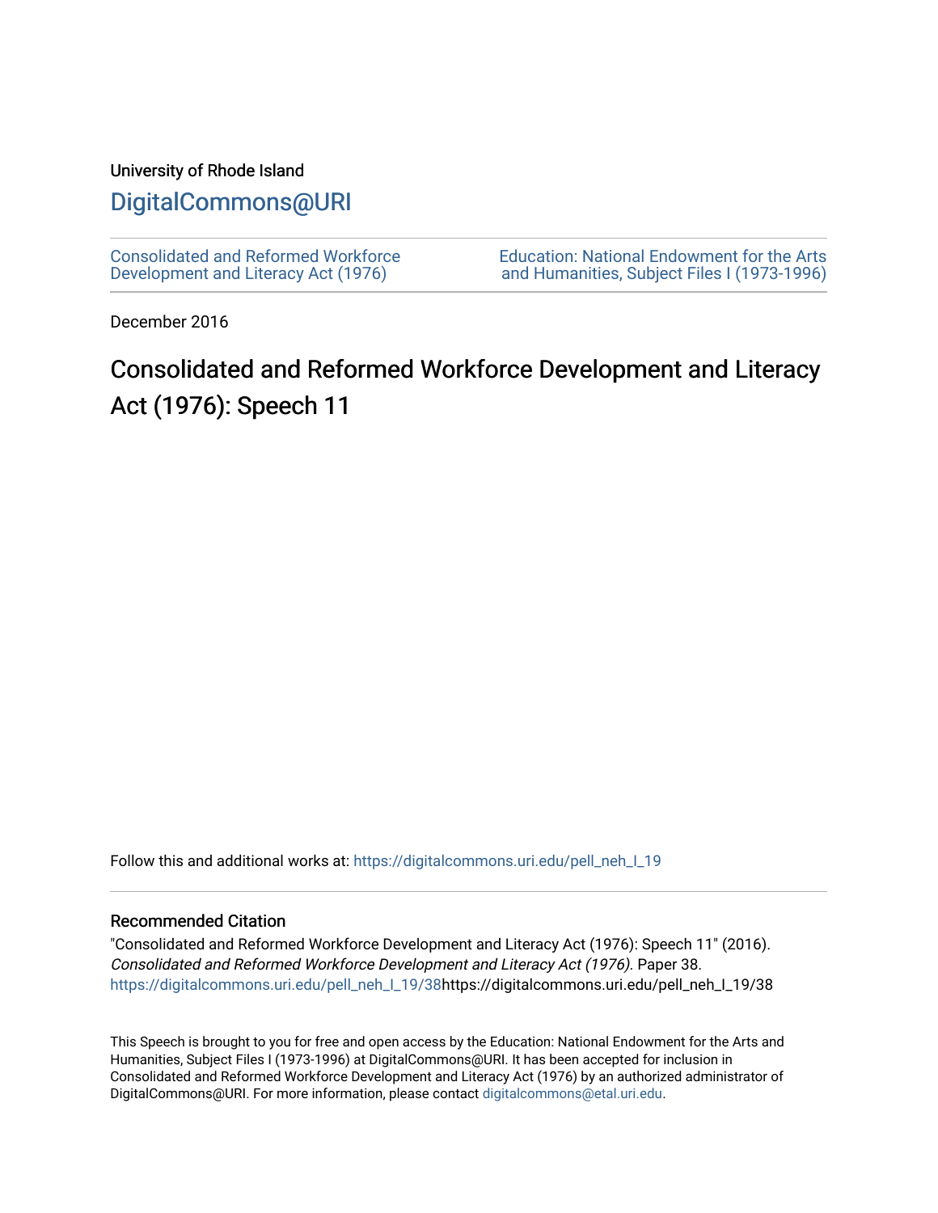University of Rhode Island

# DigitalCommons@URI

Consolidated and Reformed Workforce Development and Literacy Act (1976)

Education: National Endowment for the Arts and Humanities, Subject Files I (1973-1996)

December 2016

## Consolidated and Reformed Workforce Development and Literacy Act (1976): Speech 11

Follow this and additional works at: https://digitalcommons.uri.edu/pell_neh_I_19

### Recommended Citation

"Consolidated and Reformed Workforce Development and Literacy Act (1976): Speech 11" (2016). *Consolidated and Reformed Workforce Development and Literacy Act (1976)*. Paper 38. https://digitalcommons.uri.edu/pell_neh_I_19/38https://digitalcommons.uri.edu/pell_neh_I_19/38

This Speech is brought to you for free and open access by the Education: National Endowment for the Arts and Humanities, Subject Files I (1973-1996) at DigitalCommons@URI. It has been accepted for inclusion in Consolidated and Reformed Workforce Development and Literacy Act (1976) by an authorized administrator of DigitalCommons@URI. For more information, please contact digitalcommons@etal.uri.edu.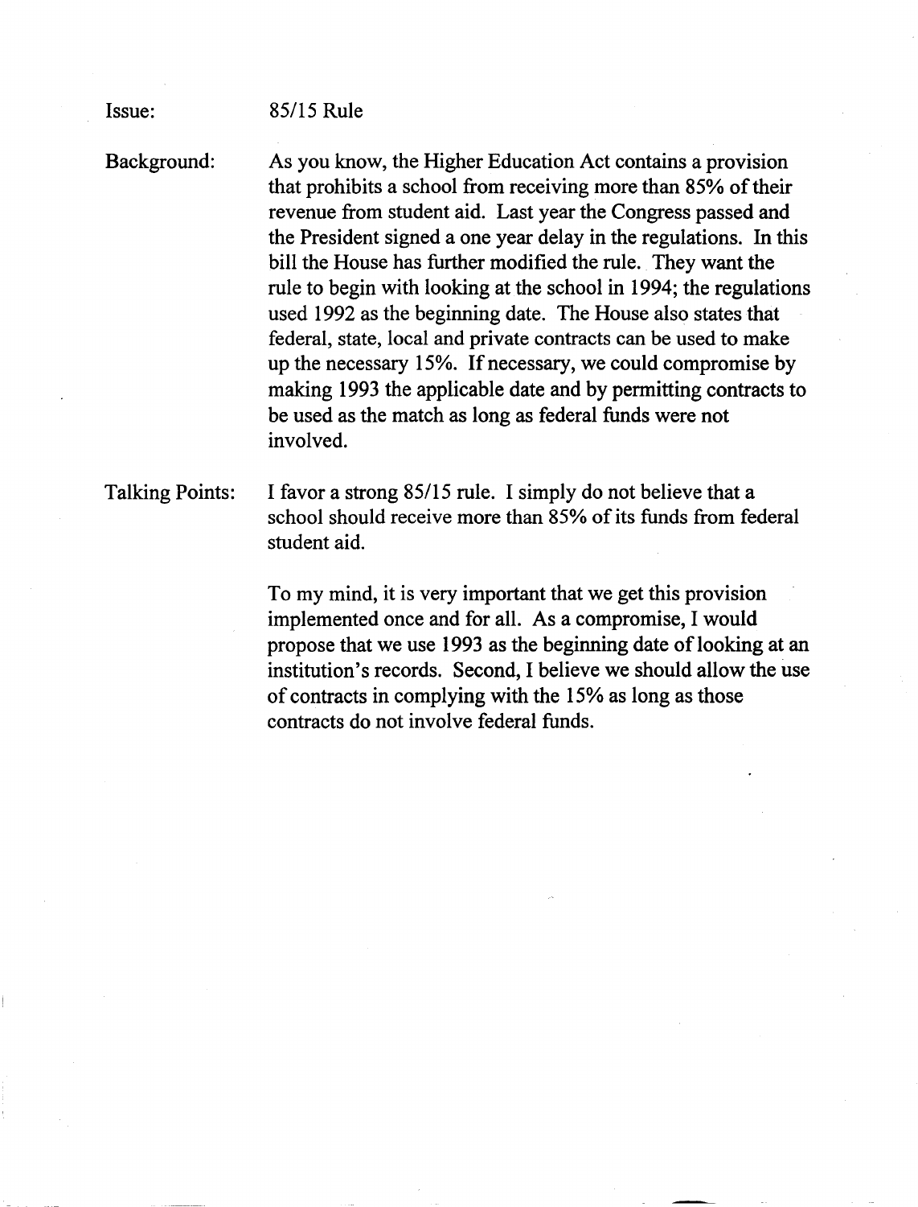**Issue:** 85/15 Rule

**Background:** As you know, the Higher Education Act contains a provision that prohibits a school from receiving more than 85% of their revenue from student aid. Last year the Congress passed and the President signed a one year delay in the regulations. In this bill the House has further modified the rule. They want the rule to begin with looking at the school in 1994; the regulations used 1992 as the beginning date. The House also states that federal, state, local and private contracts can be used to make up the necessary 15%. If necessary, we could compromise by making 1993 the applicable date and by permitting contracts to be used as the match as long as federal funds were not involved.

**Talking Points:** I favor a strong 85/15 rule. I simply do not believe that a school should receive more than 85% of its funds from federal student aid.

To my mind, it is very important that we get this provision implemented once and for all. As a compromise, I would propose that we use 1993 as the beginning date of looking at an institution's records. Second, I believe we should allow the use of contracts in complying with the 15% as long as those contracts do not involve federal funds.